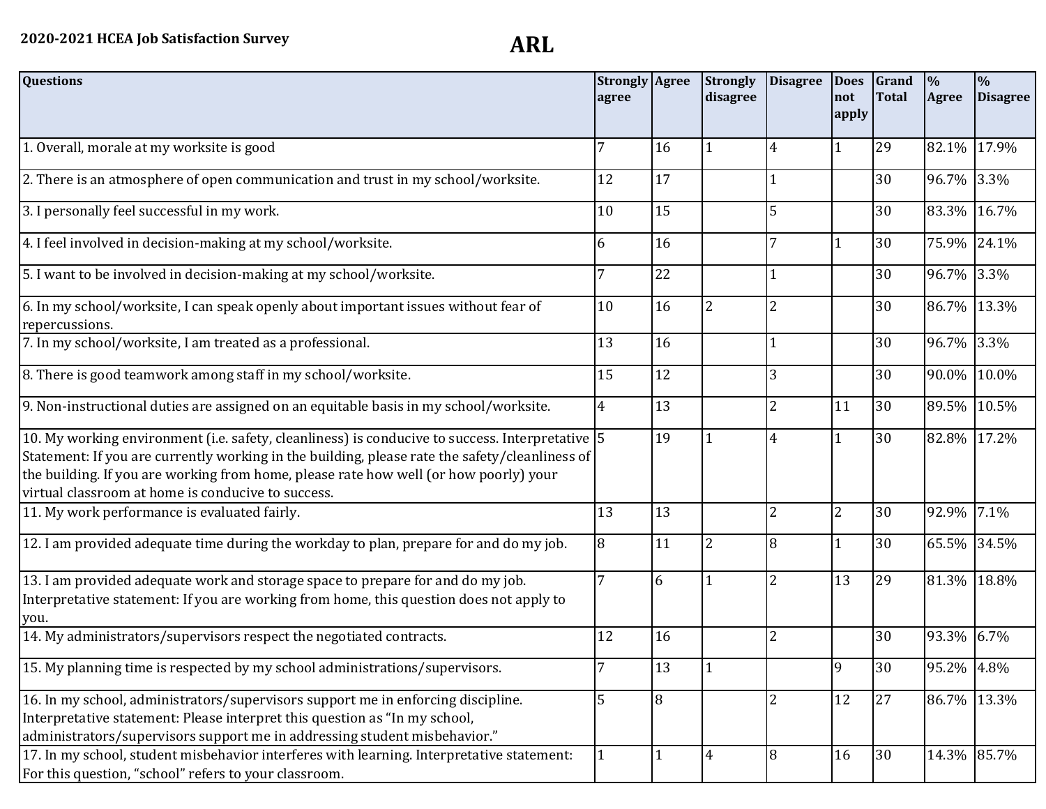**2020-2021 HCEA Job Satisfaction Survey**

# ARL

| Questions | Strongly agree | Agree | Strongly disagree | Disagree | Does not apply | Grand Total | % Agree | % Disagree |
|---|---|---|---|---|---|---|---|---|
| 1. Overall, morale at my worksite is good | 7 | 16 | 1 | 4 | 1 | 29 | 82.1% | 17.9% |
| 2. There is an atmosphere of open communication and trust in my school/worksite. | 12 | 17 | | 1 | | 30 | 96.7% | 3.3% |
| 3. I personally feel successful in my work. | 10 | 15 | | 5 | | 30 | 83.3% | 16.7% |
| 4. I feel involved in decision-making at my school/worksite. | 6 | 16 | | 7 | 1 | 30 | 75.9% | 24.1% |
| 5. I want to be involved in decision-making at my school/worksite. | 7 | 22 | | 1 | | 30 | 96.7% | 3.3% |
| 6. In my school/worksite, I can speak openly about important issues without fear of repercussions. | 10 | 16 | 2 | 2 | | 30 | 86.7% | 13.3% |
| 7. In my school/worksite, I am treated as a professional. | 13 | 16 | | 1 | | 30 | 96.7% | 3.3% |
| 8. There is good teamwork among staff in my school/worksite. | 15 | 12 | | 3 | | 30 | 90.0% | 10.0% |
| 9. Non-instructional duties are assigned on an equitable basis in my school/worksite. | 4 | 13 | | 2 | 11 | 30 | 89.5% | 10.5% |
| 10. My working environment (i.e. safety, cleanliness) is conducive to success. Interpretative Statement: If you are currently working in the building, please rate the safety/cleanliness of the building. If you are working from home, please rate how well (or how poorly) your virtual classroom at home is conducive to success. | 5 | 19 | 1 | 4 | 1 | 30 | 82.8% | 17.2% |
| 11. My work performance is evaluated fairly. | 13 | 13 | | 2 | 2 | 30 | 92.9% | 7.1% |
| 12. I am provided adequate time during the workday to plan, prepare for and do my job. | 8 | 11 | 2 | 8 | 1 | 30 | 65.5% | 34.5% |
| 13. I am provided adequate work and storage space to prepare for and do my job. Interpretative statement: If you are working from home, this question does not apply to you. | 7 | 6 | 1 | 2 | 13 | 29 | 81.3% | 18.8% |
| 14. My administrators/supervisors respect the negotiated contracts. | 12 | 16 | | 2 | | 30 | 93.3% | 6.7% |
| 15. My planning time is respected by my school administrations/supervisors. | 7 | 13 | 1 | | 9 | 30 | 95.2% | 4.8% |
| 16. In my school, administrators/supervisors support me in enforcing discipline. Interpretative statement: Please interpret this question as "In my school, administrators/supervisors support me in addressing student misbehavior." | 5 | 8 | | 2 | 12 | 27 | 86.7% | 13.3% |
| 17. In my school, student misbehavior interferes with learning. Interpretative statement: For this question, "school" refers to your classroom. | 1 | 1 | 4 | 8 | 16 | 30 | 14.3% | 85.7% |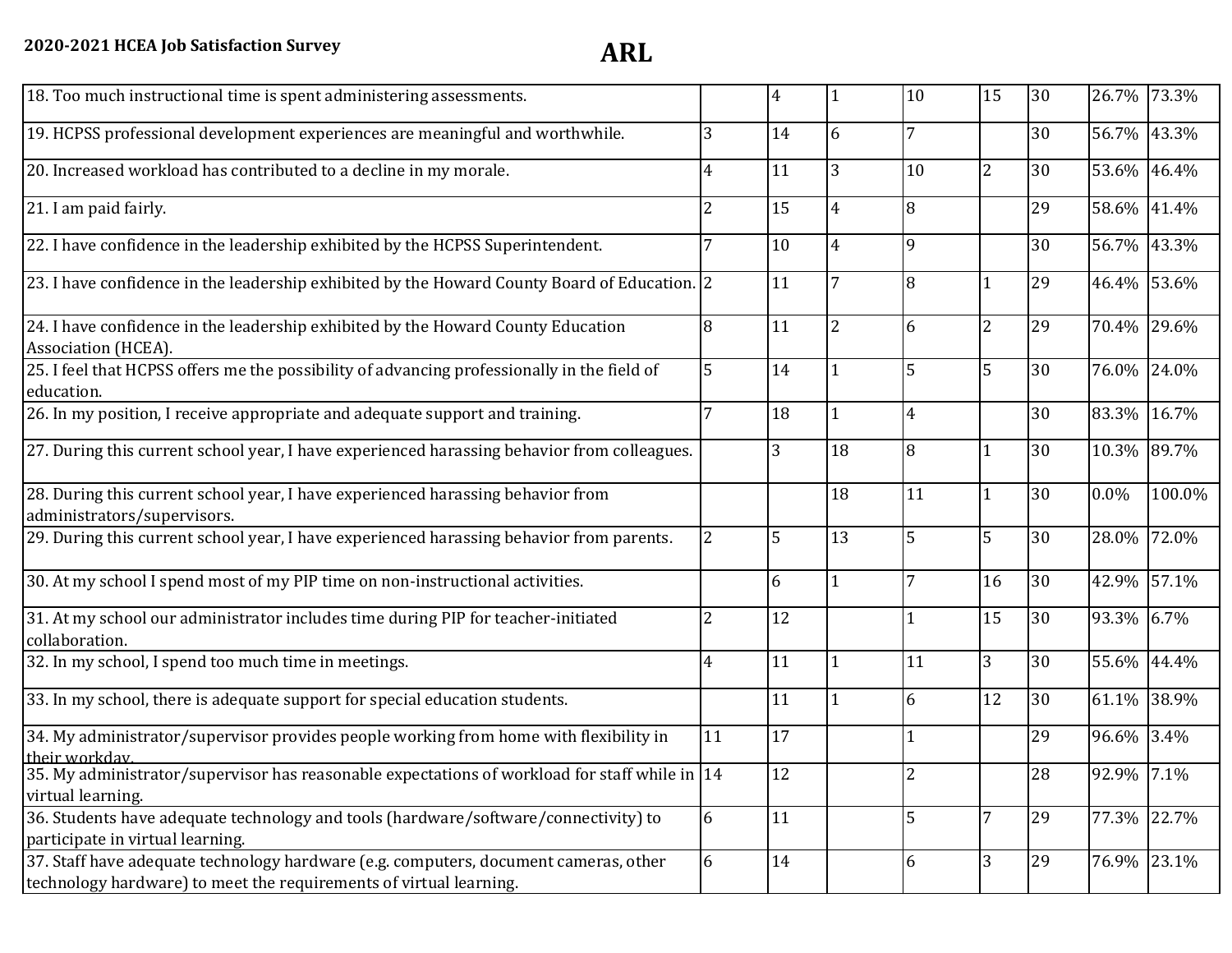**2020-2021 HCEA Job Satisfaction Survey**

# ARL

| | | | | | | | | |
|---|---|---|---|---|---|---|---|---|
| 18. Too much instructional time is spent administering assessments. | | 4 | 1 | 10 | 15 | 30 | 26.7% | 73.3% |
| 19. HCPSS professional development experiences are meaningful and worthwhile. | 3 | 14 | 6 | 7 | | 30 | 56.7% | 43.3% |
| 20. Increased workload has contributed to a decline in my morale. | 4 | 11 | 3 | 10 | 2 | 30 | 53.6% | 46.4% |
| 21. I am paid fairly. | 2 | 15 | 4 | 8 | | 29 | 58.6% | 41.4% |
| 22. I have confidence in the leadership exhibited by the HCPSS Superintendent. | 7 | 10 | 4 | 9 | | 30 | 56.7% | 43.3% |
| 23. I have confidence in the leadership exhibited by the Howard County Board of Education. | 2 | 11 | 7 | 8 | 1 | 29 | 46.4% | 53.6% |
| 24. I have confidence in the leadership exhibited by the Howard County Education Association (HCEA). | 8 | 11 | 2 | 6 | 2 | 29 | 70.4% | 29.6% |
| 25. I feel that HCPSS offers me the possibility of advancing professionally in the field of education. | 5 | 14 | 1 | 5 | 5 | 30 | 76.0% | 24.0% |
| 26. In my position, I receive appropriate and adequate support and training. | 7 | 18 | 1 | 4 | | 30 | 83.3% | 16.7% |
| 27. During this current school year, I have experienced harassing behavior from colleagues. | | 3 | 18 | 8 | 1 | 30 | 10.3% | 89.7% |
| 28. During this current school year, I have experienced harassing behavior from administrators/supervisors. | | | 18 | 11 | 1 | 30 | 0.0% | 100.0% |
| 29. During this current school year, I have experienced harassing behavior from parents. | 2 | 5 | 13 | 5 | 5 | 30 | 28.0% | 72.0% |
| 30. At my school I spend most of my PIP time on non-instructional activities. | | 6 | 1 | 7 | 16 | 30 | 42.9% | 57.1% |
| 31. At my school our administrator includes time during PIP for teacher-initiated collaboration. | 2 | 12 | | 1 | 15 | 30 | 93.3% | 6.7% |
| 32. In my school, I spend too much time in meetings. | 4 | 11 | 1 | 11 | 3 | 30 | 55.6% | 44.4% |
| 33. In my school, there is adequate support for special education students. | | 11 | 1 | 6 | 12 | 30 | 61.1% | 38.9% |
| 34. My administrator/supervisor provides people working from home with flexibility in their workday. | 11 | 17 | | 1 | | 29 | 96.6% | 3.4% |
| 35. My administrator/supervisor has reasonable expectations of workload for staff while in virtual learning. | 14 | 12 | | 2 | | 28 | 92.9% | 7.1% |
| 36. Students have adequate technology and tools (hardware/software/connectivity) to participate in virtual learning. | 6 | 11 | | 5 | 7 | 29 | 77.3% | 22.7% |
| 37. Staff have adequate technology hardware (e.g. computers, document cameras, other technology hardware) to meet the requirements of virtual learning. | 6 | 14 | | 6 | 3 | 29 | 76.9% | 23.1% |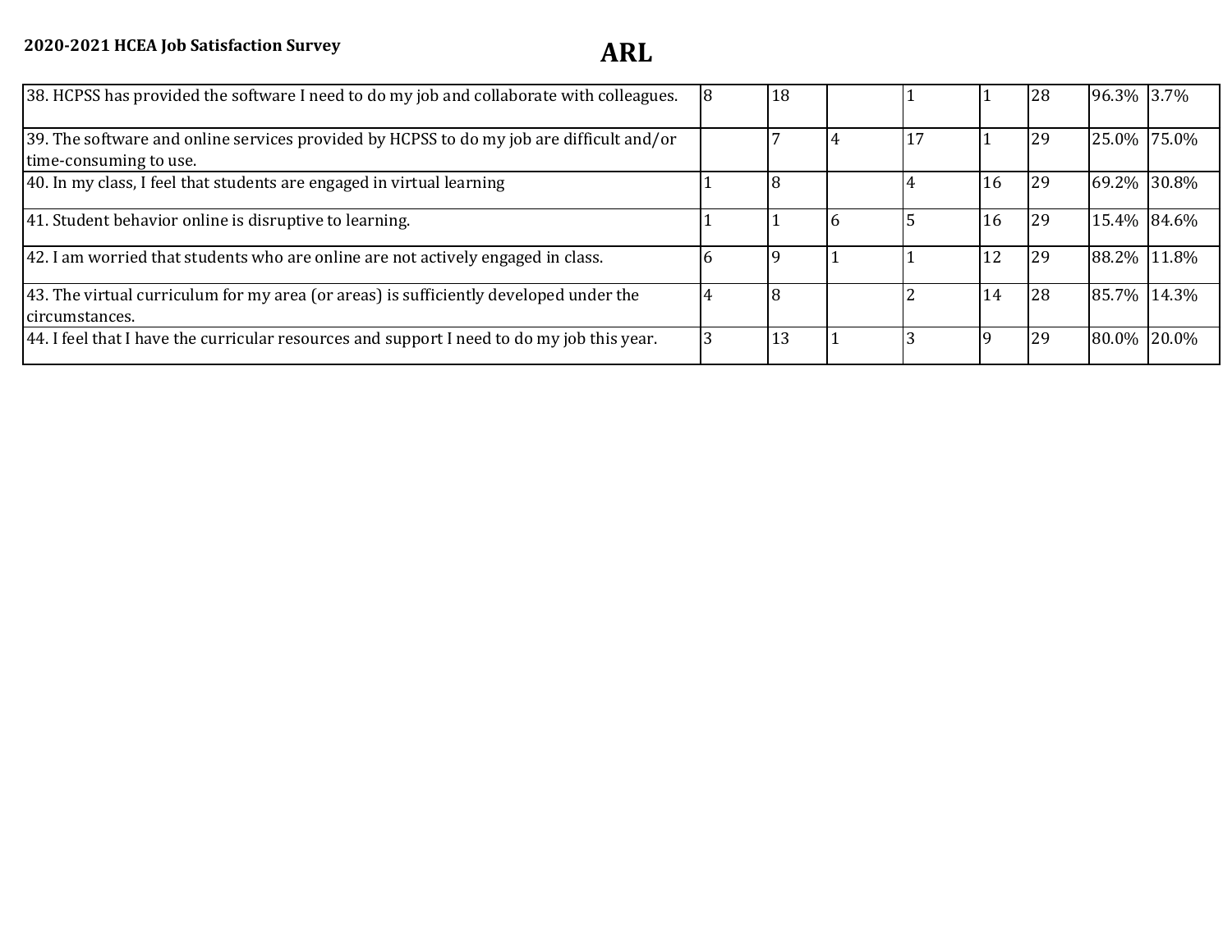| | | | | | | | | |
|---|---|---|---|---|---|---|---|---|
| 38. HCPSS has provided the software I need to do my job and collaborate with colleagues. | 8 | 18 | | 1 | 1 | 28 | 96.3% | 3.7% |
| 39. The software and online services provided by HCPSS to do my job are difficult and/or time-consuming to use. | | 7 | 4 | 17 | 1 | 29 | 25.0% | 75.0% |
| 40. In my class, I feel that students are engaged in virtual learning | 1 | 8 | | 4 | 16 | 29 | 69.2% | 30.8% |
| 41. Student behavior online is disruptive to learning. | 1 | 1 | 6 | 5 | 16 | 29 | 15.4% | 84.6% |
| 42. I am worried that students who are online are not actively engaged in class. | 6 | 9 | 1 | 1 | 12 | 29 | 88.2% | 11.8% |
| 43. The virtual curriculum for my area (or areas) is sufficiently developed under the circumstances. | 4 | 8 | | 2 | 14 | 28 | 85.7% | 14.3% |
| 44. I feel that I have the curricular resources and support I need to do my job this year. | 3 | 13 | 1 | 3 | 9 | 29 | 80.0% | 20.0% |